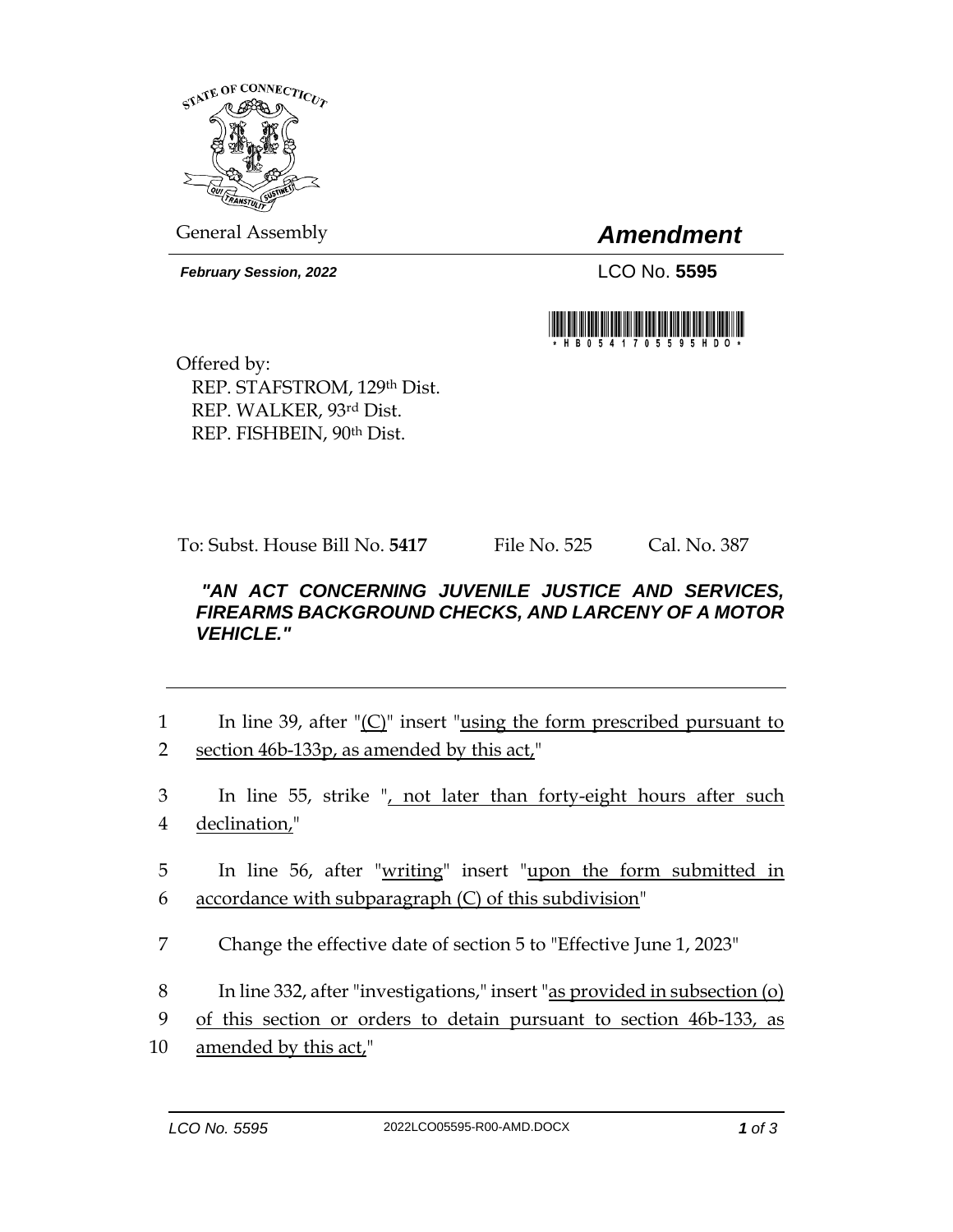General Assembly

# *Amendment*

***February Session, 2022***

LCO No. **5595**

\* H B 0 5 4 1 7 0 5 5 9 5 H D O \*

Offered by:
REP. STAFSTROM, 129th Dist.
REP. WALKER, 93rd Dist.
REP. FISHBEIN, 90th Dist.

To: Subst. House Bill No. **5417** File No. 525 Cal. No. 387

***"AN ACT CONCERNING JUVENILE JUSTICE AND SERVICES, FIREARMS BACKGROUND CHECKS, AND LARCENY OF A MOTOR VEHICLE."***

---

1 In line 39, after "<u>(C)</u>" insert "<u>using the form prescribed pursuant to</u>
2 <u>section 46b-133p, as amended by this act,</u>"

3 In line 55, strike "<u>, not later than forty-eight hours after such</u>
4 <u>declination,</u>"

5 In line 56, after "<u>writing</u>" insert "<u>upon the form submitted in</u>
6 <u>accordance with subparagraph (C) of this subdivision</u>"

7 Change the effective date of section 5 to "Effective June 1, 2023"

8 In line 332, after "investigations," insert "<u>as provided in subsection (o)</u>
9 <u>of this section or orders to detain pursuant to section 46b-133, as</u>
10 <u>amended by this act,</u>"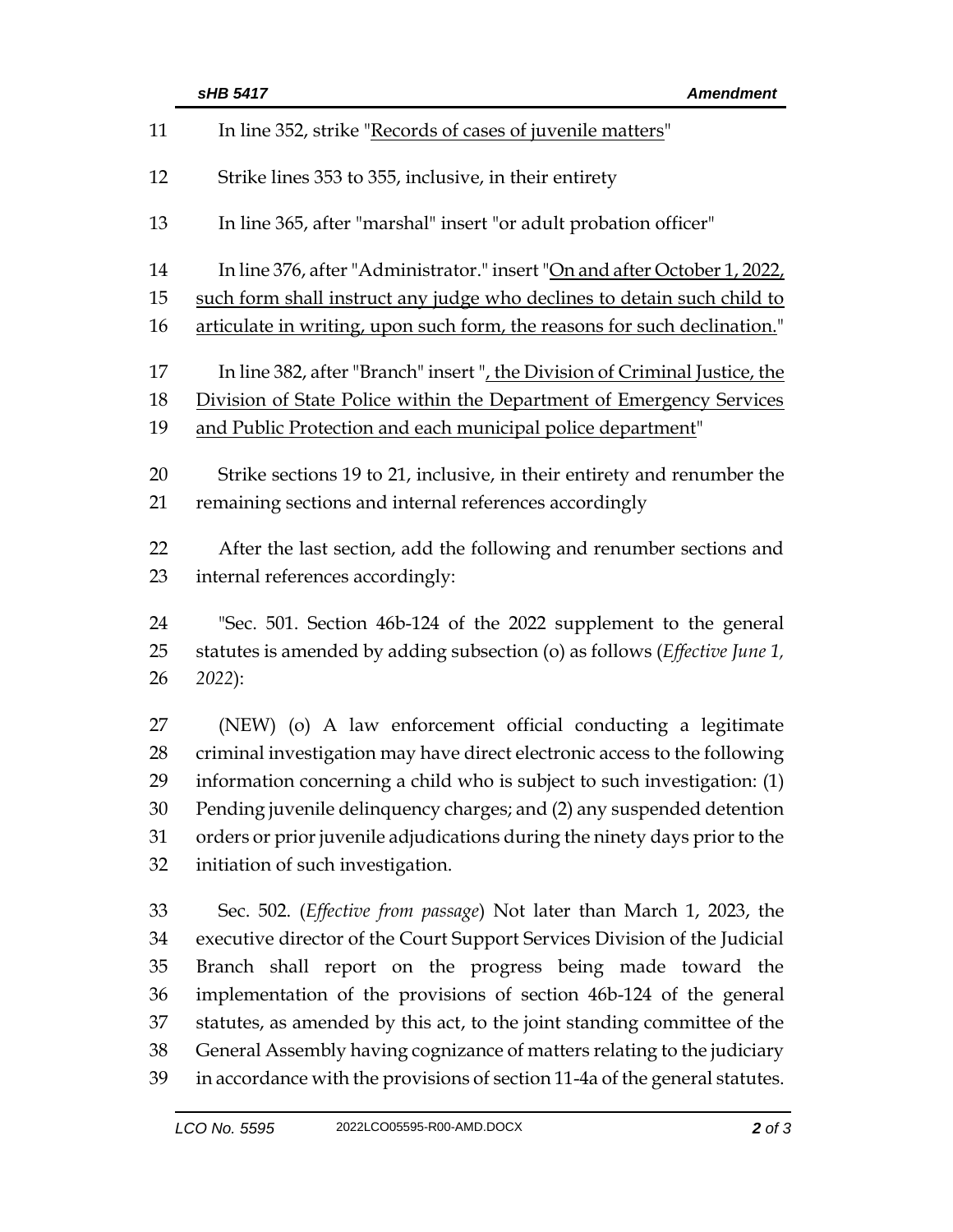In line 352, strike "Records of cases of juvenile matters"

Strike lines 353 to 355, inclusive, in their entirety

In line 365, after "marshal" insert "or adult probation officer"

In line 376, after "Administrator." insert "On and after October 1, 2022, such form shall instruct any judge who declines to detain such child to articulate in writing, upon such form, the reasons for such declination."

In line 382, after "Branch" insert ", the Division of Criminal Justice, the Division of State Police within the Department of Emergency Services and Public Protection and each municipal police department"

Strike sections 19 to 21, inclusive, in their entirety and renumber the remaining sections and internal references accordingly

After the last section, add the following and renumber sections and internal references accordingly:

"Sec. 501. Section 46b-124 of the 2022 supplement to the general statutes is amended by adding subsection (o) as follows (*Effective June 1, 2022*):

(NEW) (o) A law enforcement official conducting a legitimate criminal investigation may have direct electronic access to the following information concerning a child who is subject to such investigation: (1) Pending juvenile delinquency charges; and (2) any suspended detention orders or prior juvenile adjudications during the ninety days prior to the initiation of such investigation.

Sec. 502. (*Effective from passage*) Not later than March 1, 2023, the executive director of the Court Support Services Division of the Judicial Branch shall report on the progress being made toward the implementation of the provisions of section 46b-124 of the general statutes, as amended by this act, to the joint standing committee of the General Assembly having cognizance of matters relating to the judiciary in accordance with the provisions of section 11-4a of the general statutes.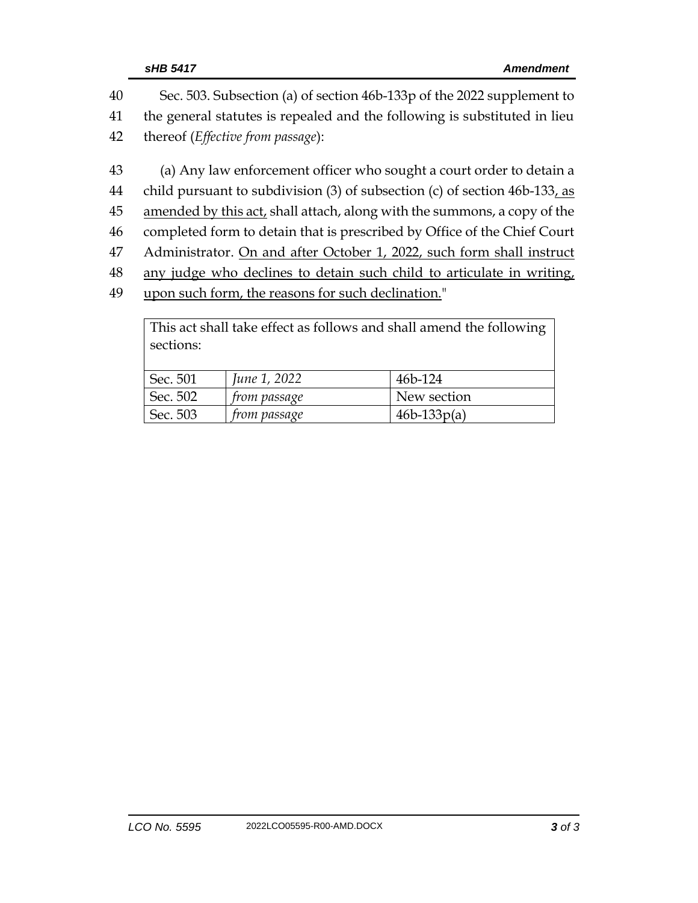40 Sec. 503. Subsection (a) of section 46b-133p of the 2022 supplement to
41 the general statutes is repealed and the following is substituted in lieu
42 thereof (*Effective from passage*):

43 (a) Any law enforcement officer who sought a court order to detain a
44 child pursuant to subdivision (3) of subsection (c) of section 46b-133, as
45 amended by this act, shall attach, along with the summons, a copy of the
46 completed form to detain that is prescribed by Office of the Chief Court
47 Administrator. On and after October 1, 2022, such form shall instruct
48 any judge who declines to detain such child to articulate in writing,
49 upon such form, the reasons for such declination."

| This act shall take effect as follows and shall amend the following sections: | | |
|---|---|---|
| Sec. 501 | *June 1, 2022* | 46b-124 |
| Sec. 502 | *from passage* | New section |
| Sec. 503 | *from passage* | 46b-133p(a) |